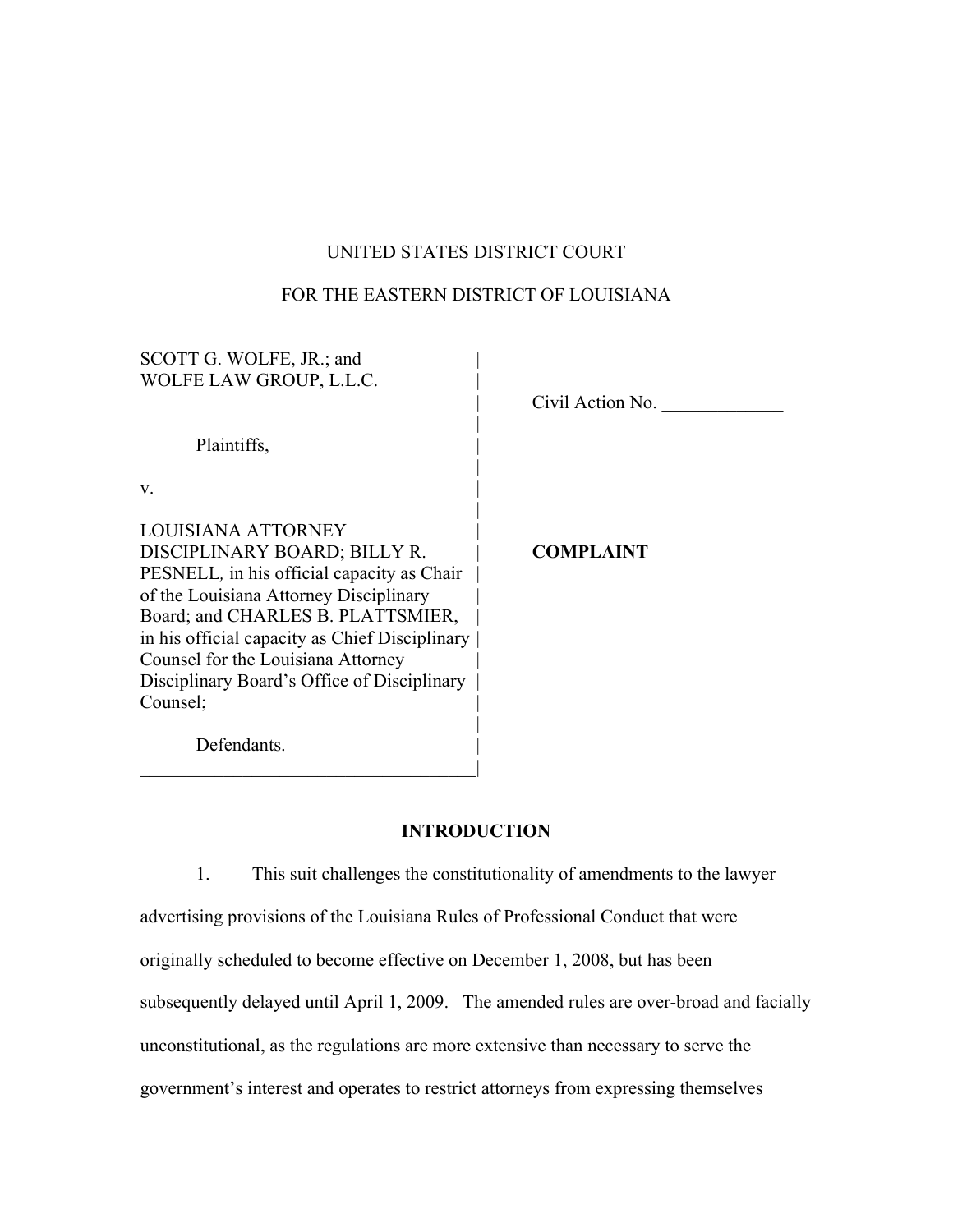UNITED STATES DISTRICT COURT

FOR THE EASTERN DISTRICT OF LOUISIANA

| | |
|---|---|
| SCOTT G. WOLFE, JR.; and WOLFE LAW GROUP, L.L.C.<br><br>Plaintiffs,<br><br>v.<br><br>LOUISIANA ATTORNEY DISCIPLINARY BOARD; BILLY R. PESNELL, *in his official capacity as Chair of the Louisiana Attorney Disciplinary Board*; and CHARLES B. PLATTSMIER, in his official capacity as Chief Disciplinary Counsel for the Louisiana Attorney Disciplinary Board's Office of Disciplinary Counsel;<br><br>Defendants. | Civil Action No. _____________<br><br><br><br><br><br>**COMPLAINT** |

**INTRODUCTION**

1. This suit challenges the constitutionality of amendments to the lawyer advertising provisions of the Louisiana Rules of Professional Conduct that were originally scheduled to become effective on December 1, 2008, but has been subsequently delayed until April 1, 2009. The amended rules are over-broad and facially unconstitutional, as the regulations are more extensive than necessary to serve the government's interest and operates to restrict attorneys from expressing themselves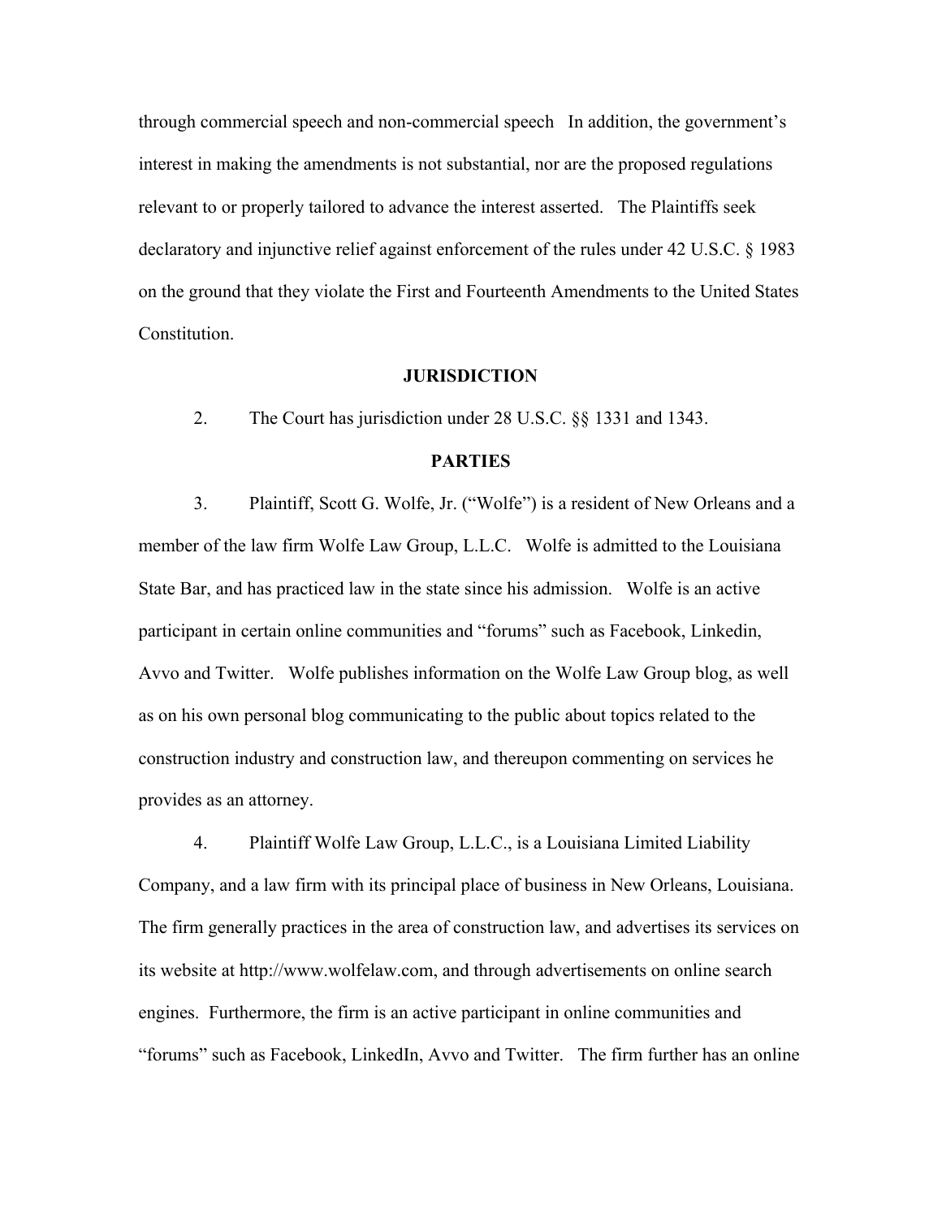through commercial speech and non-commercial speech In addition, the government's interest in making the amendments is not substantial, nor are the proposed regulations relevant to or properly tailored to advance the interest asserted. The Plaintiffs seek declaratory and injunctive relief against enforcement of the rules under 42 U.S.C. § 1983 on the ground that they violate the First and Fourteenth Amendments to the United States Constitution.

**JURISDICTION**

2. The Court has jurisdiction under 28 U.S.C. §§ 1331 and 1343.

**PARTIES**

3. Plaintiff, Scott G. Wolfe, Jr. ("Wolfe") is a resident of New Orleans and a member of the law firm Wolfe Law Group, L.L.C. Wolfe is admitted to the Louisiana State Bar, and has practiced law in the state since his admission. Wolfe is an active participant in certain online communities and "forums" such as Facebook, Linkedin, Avvo and Twitter. Wolfe publishes information on the Wolfe Law Group blog, as well as on his own personal blog communicating to the public about topics related to the construction industry and construction law, and thereupon commenting on services he provides as an attorney.

4. Plaintiff Wolfe Law Group, L.L.C., is a Louisiana Limited Liability Company, and a law firm with its principal place of business in New Orleans, Louisiana. The firm generally practices in the area of construction law, and advertises its services on its website at http://www.wolfelaw.com, and through advertisements on online search engines. Furthermore, the firm is an active participant in online communities and "forums" such as Facebook, LinkedIn, Avvo and Twitter. The firm further has an online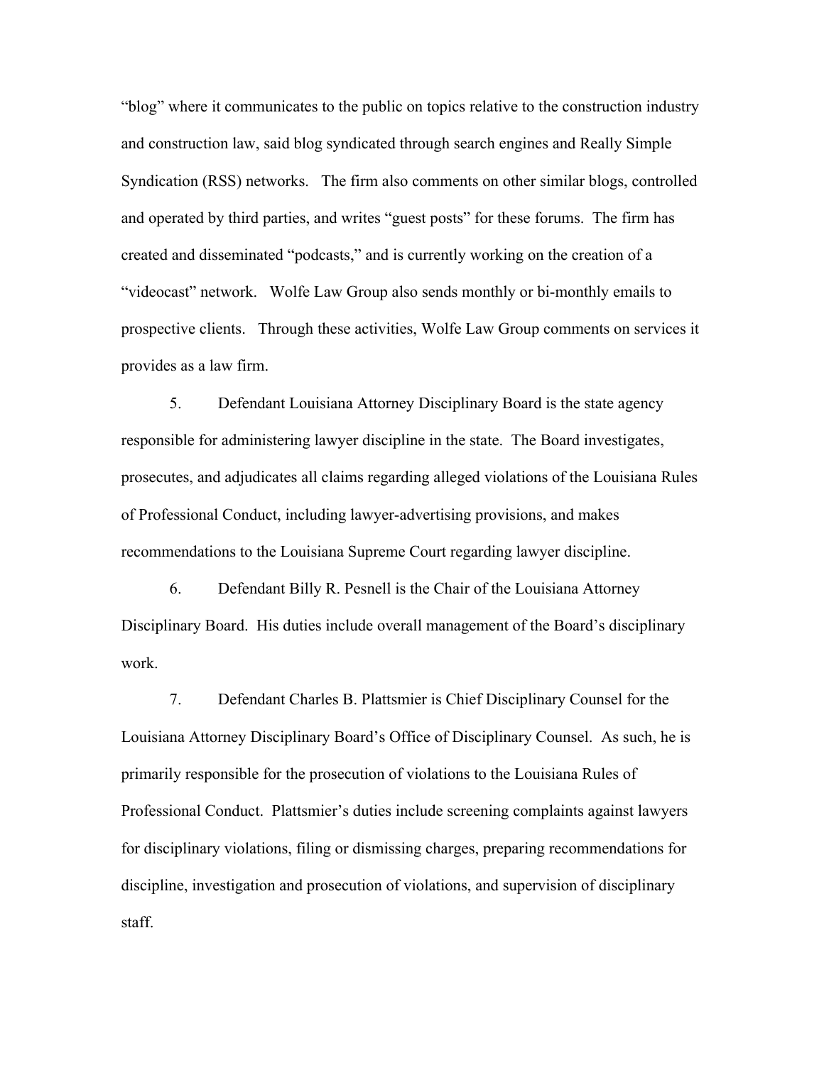"blog" where it communicates to the public on topics relative to the construction industry and construction law, said blog syndicated through search engines and Really Simple Syndication (RSS) networks. The firm also comments on other similar blogs, controlled and operated by third parties, and writes "guest posts" for these forums. The firm has created and disseminated "podcasts," and is currently working on the creation of a "videocast" network. Wolfe Law Group also sends monthly or bi-monthly emails to prospective clients. Through these activities, Wolfe Law Group comments on services it provides as a law firm.

5. Defendant Louisiana Attorney Disciplinary Board is the state agency responsible for administering lawyer discipline in the state. The Board investigates, prosecutes, and adjudicates all claims regarding alleged violations of the Louisiana Rules of Professional Conduct, including lawyer-advertising provisions, and makes recommendations to the Louisiana Supreme Court regarding lawyer discipline.

6. Defendant Billy R. Pesnell is the Chair of the Louisiana Attorney Disciplinary Board. His duties include overall management of the Board's disciplinary work.

7. Defendant Charles B. Plattsmier is Chief Disciplinary Counsel for the Louisiana Attorney Disciplinary Board's Office of Disciplinary Counsel. As such, he is primarily responsible for the prosecution of violations to the Louisiana Rules of Professional Conduct. Plattsmier's duties include screening complaints against lawyers for disciplinary violations, filing or dismissing charges, preparing recommendations for discipline, investigation and prosecution of violations, and supervision of disciplinary staff.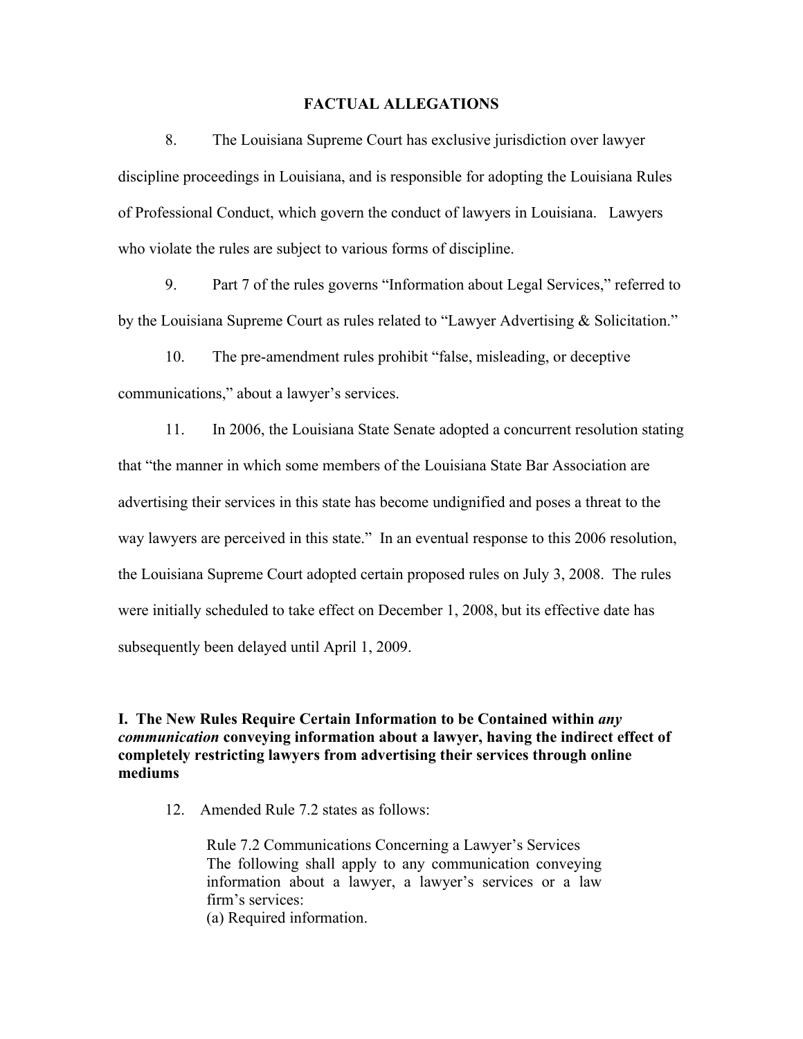## FACTUAL ALLEGATIONS

8. The Louisiana Supreme Court has exclusive jurisdiction over lawyer discipline proceedings in Louisiana, and is responsible for adopting the Louisiana Rules of Professional Conduct, which govern the conduct of lawyers in Louisiana. Lawyers who violate the rules are subject to various forms of discipline.

9. Part 7 of the rules governs "Information about Legal Services," referred to by the Louisiana Supreme Court as rules related to "Lawyer Advertising & Solicitation."

10. The pre-amendment rules prohibit "false, misleading, or deceptive communications," about a lawyer's services.

11. In 2006, the Louisiana State Senate adopted a concurrent resolution stating that "the manner in which some members of the Louisiana State Bar Association are advertising their services in this state has become undignified and poses a threat to the way lawyers are perceived in this state." In an eventual response to this 2006 resolution, the Louisiana Supreme Court adopted certain proposed rules on July 3, 2008. The rules were initially scheduled to take effect on December 1, 2008, but its effective date has subsequently been delayed until April 1, 2009.

### I. The New Rules Require Certain Information to be Contained within *any communication* conveying information about a lawyer, having the indirect effect of completely restricting lawyers from advertising their services through online mediums

12. Amended Rule 7.2 states as follows:

> Rule 7.2 Communications Concerning a Lawyer's Services
> The following shall apply to any communication conveying information about a lawyer, a lawyer's services or a law firm's services:
> (a) Required information.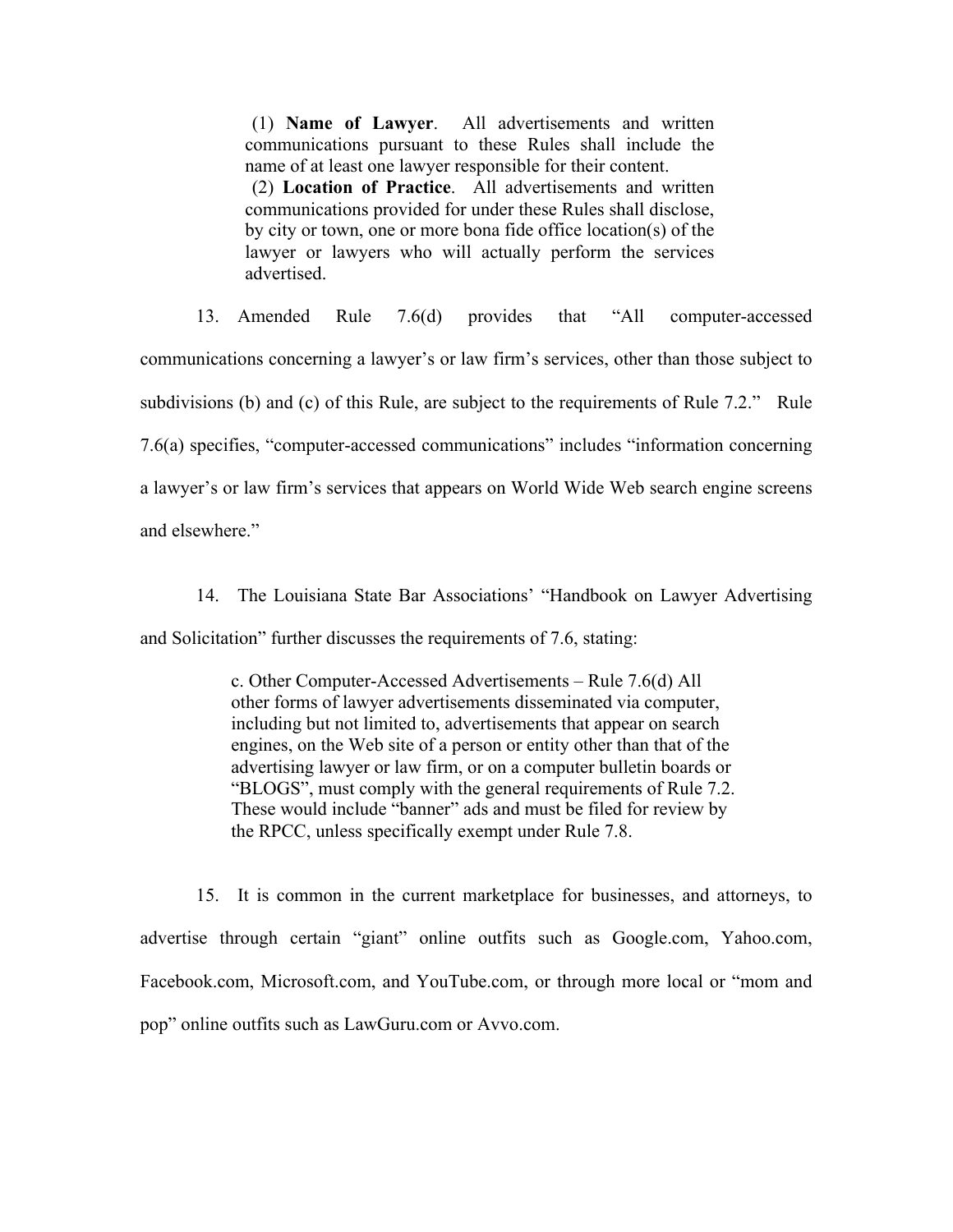> (1) **Name of Lawyer**. All advertisements and written communications pursuant to these Rules shall include the name of at least one lawyer responsible for their content.
>
> (2) **Location of Practice**. All advertisements and written communications provided for under these Rules shall disclose, by city or town, one or more bona fide office location(s) of the lawyer or lawyers who will actually perform the services advertised.

13. Amended Rule 7.6(d) provides that "All computer-accessed communications concerning a lawyer's or law firm's services, other than those subject to subdivisions (b) and (c) of this Rule, are subject to the requirements of Rule 7.2." Rule 7.6(a) specifies, "computer-accessed communications" includes "information concerning a lawyer's or law firm's services that appears on World Wide Web search engine screens and elsewhere."

14. The Louisiana State Bar Associations' "Handbook on Lawyer Advertising and Solicitation" further discusses the requirements of 7.6, stating:

> c. Other Computer-Accessed Advertisements – Rule 7.6(d) All other forms of lawyer advertisements disseminated via computer, including but not limited to, advertisements that appear on search engines, on the Web site of a person or entity other than that of the advertising lawyer or law firm, or on a computer bulletin boards or "BLOGS", must comply with the general requirements of Rule 7.2. These would include "banner" ads and must be filed for review by the RPCC, unless specifically exempt under Rule 7.8.

15. It is common in the current marketplace for businesses, and attorneys, to advertise through certain "giant" online outfits such as Google.com, Yahoo.com, Facebook.com, Microsoft.com, and YouTube.com, or through more local or "mom and pop" online outfits such as LawGuru.com or Avvo.com.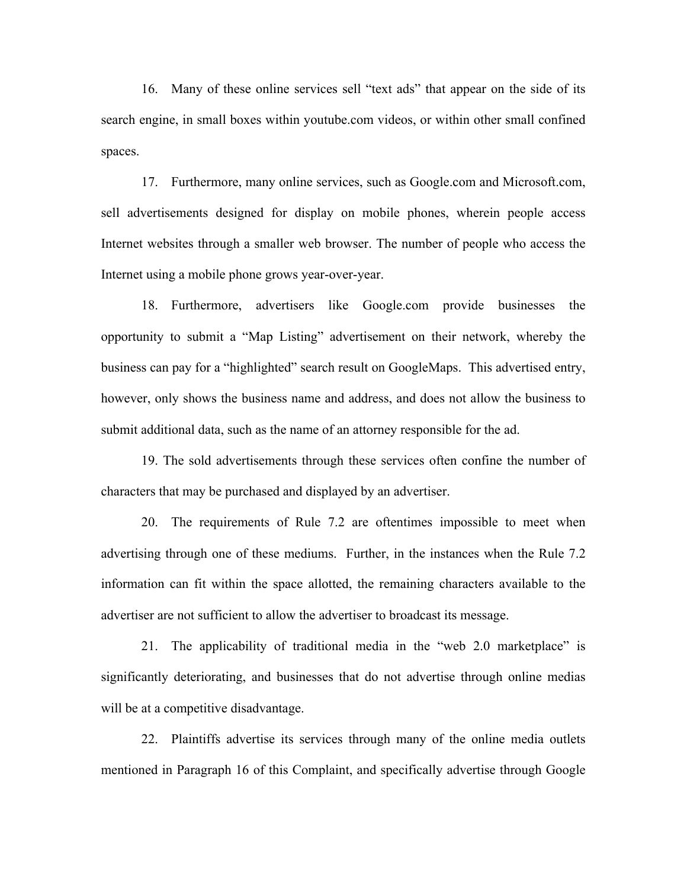16. Many of these online services sell "text ads" that appear on the side of its search engine, in small boxes within youtube.com videos, or within other small confined spaces.

17. Furthermore, many online services, such as Google.com and Microsoft.com, sell advertisements designed for display on mobile phones, wherein people access Internet websites through a smaller web browser. The number of people who access the Internet using a mobile phone grows year-over-year.

18. Furthermore, advertisers like Google.com provide businesses the opportunity to submit a "Map Listing" advertisement on their network, whereby the business can pay for a "highlighted" search result on GoogleMaps. This advertised entry, however, only shows the business name and address, and does not allow the business to submit additional data, such as the name of an attorney responsible for the ad.

19. The sold advertisements through these services often confine the number of characters that may be purchased and displayed by an advertiser.

20. The requirements of Rule 7.2 are oftentimes impossible to meet when advertising through one of these mediums. Further, in the instances when the Rule 7.2 information can fit within the space allotted, the remaining characters available to the advertiser are not sufficient to allow the advertiser to broadcast its message.

21. The applicability of traditional media in the "web 2.0 marketplace" is significantly deteriorating, and businesses that do not advertise through online medias will be at a competitive disadvantage.

22. Plaintiffs advertise its services through many of the online media outlets mentioned in Paragraph 16 of this Complaint, and specifically advertise through Google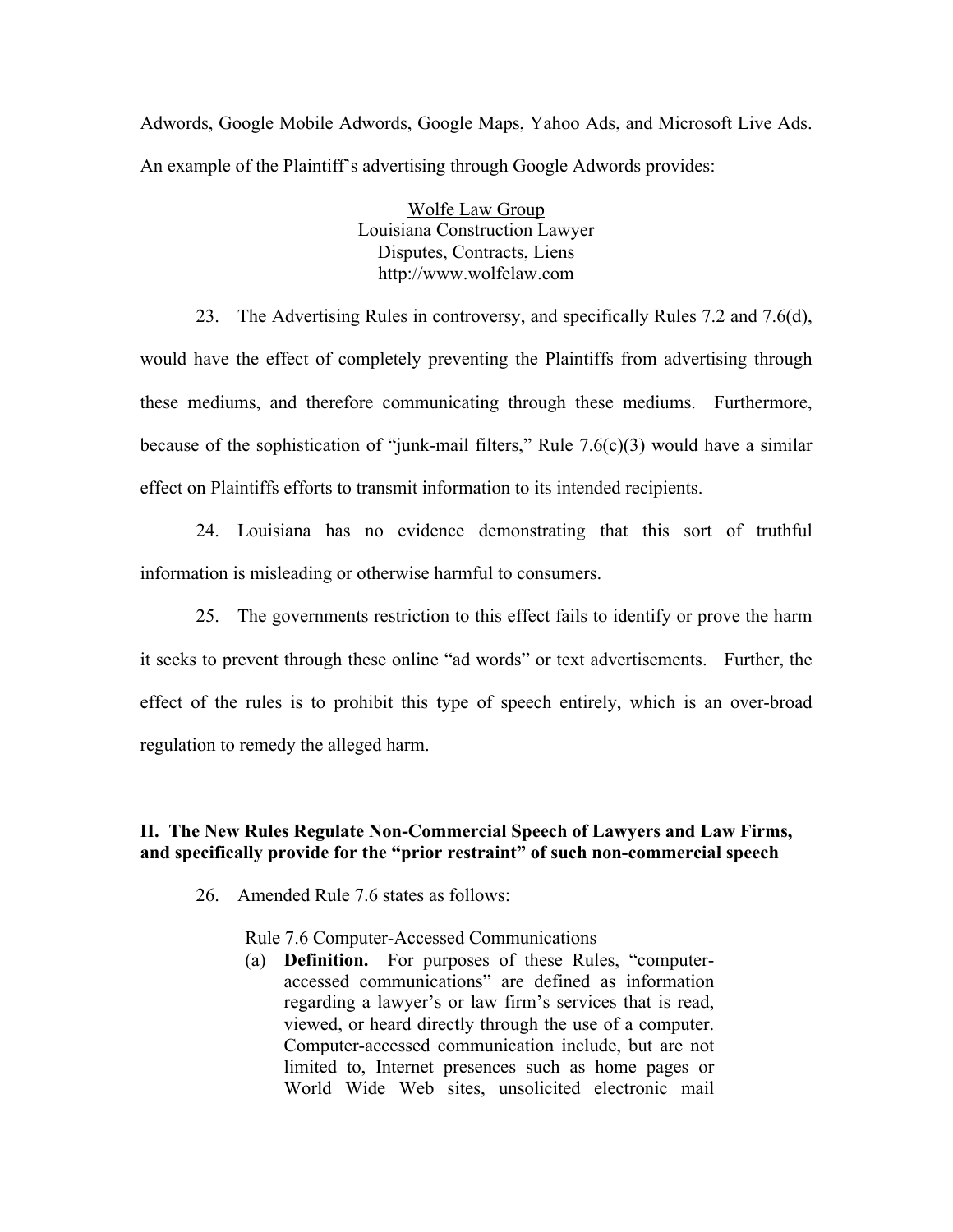Adwords, Google Mobile Adwords, Google Maps, Yahoo Ads, and Microsoft Live Ads. An example of the Plaintiff's advertising through Google Adwords provides:

<u>Wolfe Law Group</u>
Louisiana Construction Lawyer
Disputes, Contracts, Liens
http://www.wolfelaw.com

23. The Advertising Rules in controversy, and specifically Rules 7.2 and 7.6(d), would have the effect of completely preventing the Plaintiffs from advertising through these mediums, and therefore communicating through these mediums. Furthermore, because of the sophistication of "junk-mail filters," Rule 7.6(c)(3) would have a similar effect on Plaintiffs efforts to transmit information to its intended recipients.

24. Louisiana has no evidence demonstrating that this sort of truthful information is misleading or otherwise harmful to consumers.

25. The governments restriction to this effect fails to identify or prove the harm it seeks to prevent through these online "ad words" or text advertisements. Further, the effect of the rules is to prohibit this type of speech entirely, which is an over-broad regulation to remedy the alleged harm.

## II. The New Rules Regulate Non-Commercial Speech of Lawyers and Law Firms, and specifically provide for the "prior restraint" of such non-commercial speech

26. Amended Rule 7.6 states as follows:

> Rule 7.6 Computer-Accessed Communications
>
> (a) **Definition.** For purposes of these Rules, "computer-accessed communications" are defined as information regarding a lawyer's or law firm's services that is read, viewed, or heard directly through the use of a computer. Computer-accessed communication include, but are not limited to, Internet presences such as home pages or World Wide Web sites, unsolicited electronic mail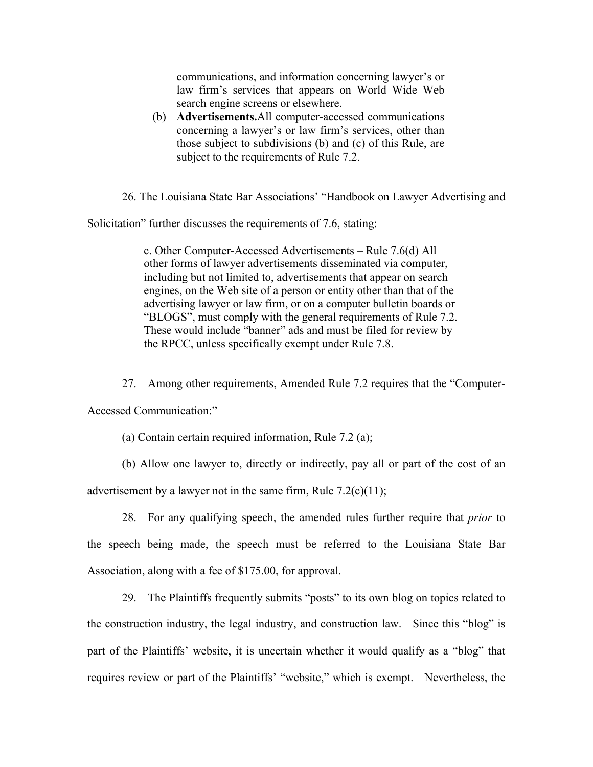> communications, and information concerning lawyer's or law firm's services that appears on World Wide Web search engine screens or elsewhere.
>
> (b) **Advertisements.**All computer-accessed communications concerning a lawyer's or law firm's services, other than those subject to subdivisions (b) and (c) of this Rule, are subject to the requirements of Rule 7.2.

26. The Louisiana State Bar Associations' "Handbook on Lawyer Advertising and Solicitation" further discusses the requirements of 7.6, stating:

> c. Other Computer-Accessed Advertisements – Rule 7.6(d) All other forms of lawyer advertisements disseminated via computer, including but not limited to, advertisements that appear on search engines, on the Web site of a person or entity other than that of the advertising lawyer or law firm, or on a computer bulletin boards or "BLOGS", must comply with the general requirements of Rule 7.2. These would include "banner" ads and must be filed for review by the RPCC, unless specifically exempt under Rule 7.8.

27. Among other requirements, Amended Rule 7.2 requires that the "Computer-Accessed Communication:"

(a) Contain certain required information, Rule 7.2 (a);

(b) Allow one lawyer to, directly or indirectly, pay all or part of the cost of an advertisement by a lawyer not in the same firm, Rule 7.2(c)(11);

28. For any qualifying speech, the amended rules further require that ***prior*** to the speech being made, the speech must be referred to the Louisiana State Bar Association, along with a fee of $175.00, for approval.

29. The Plaintiffs frequently submits "posts" to its own blog on topics related to the construction industry, the legal industry, and construction law. Since this "blog" is part of the Plaintiffs' website, it is uncertain whether it would qualify as a "blog" that requires review or part of the Plaintiffs' "website," which is exempt. Nevertheless, the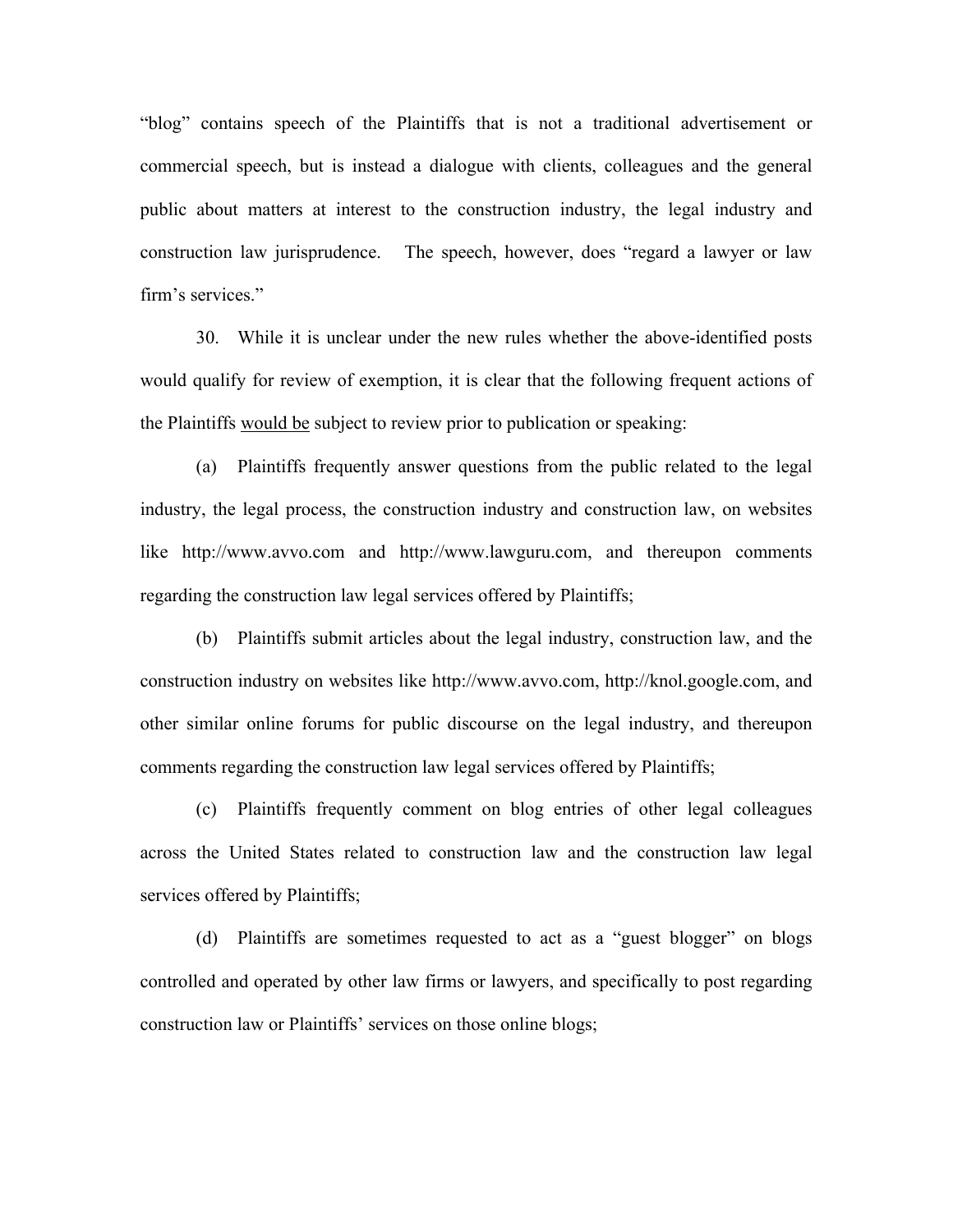"blog" contains speech of the Plaintiffs that is not a traditional advertisement or commercial speech, but is instead a dialogue with clients, colleagues and the general public about matters at interest to the construction industry, the legal industry and construction law jurisprudence. The speech, however, does "regard a lawyer or law firm's services."

30. While it is unclear under the new rules whether the above-identified posts would qualify for review of exemption, it is clear that the following frequent actions of the Plaintiffs <u>would be</u> subject to review prior to publication or speaking:

(a) Plaintiffs frequently answer questions from the public related to the legal industry, the legal process, the construction industry and construction law, on websites like http://www.avvo.com and http://www.lawguru.com, and thereupon comments regarding the construction law legal services offered by Plaintiffs;

(b) Plaintiffs submit articles about the legal industry, construction law, and the construction industry on websites like http://www.avvo.com, http://knol.google.com, and other similar online forums for public discourse on the legal industry, and thereupon comments regarding the construction law legal services offered by Plaintiffs;

(c) Plaintiffs frequently comment on blog entries of other legal colleagues across the United States related to construction law and the construction law legal services offered by Plaintiffs;

(d) Plaintiffs are sometimes requested to act as a "guest blogger" on blogs controlled and operated by other law firms or lawyers, and specifically to post regarding construction law or Plaintiffs' services on those online blogs;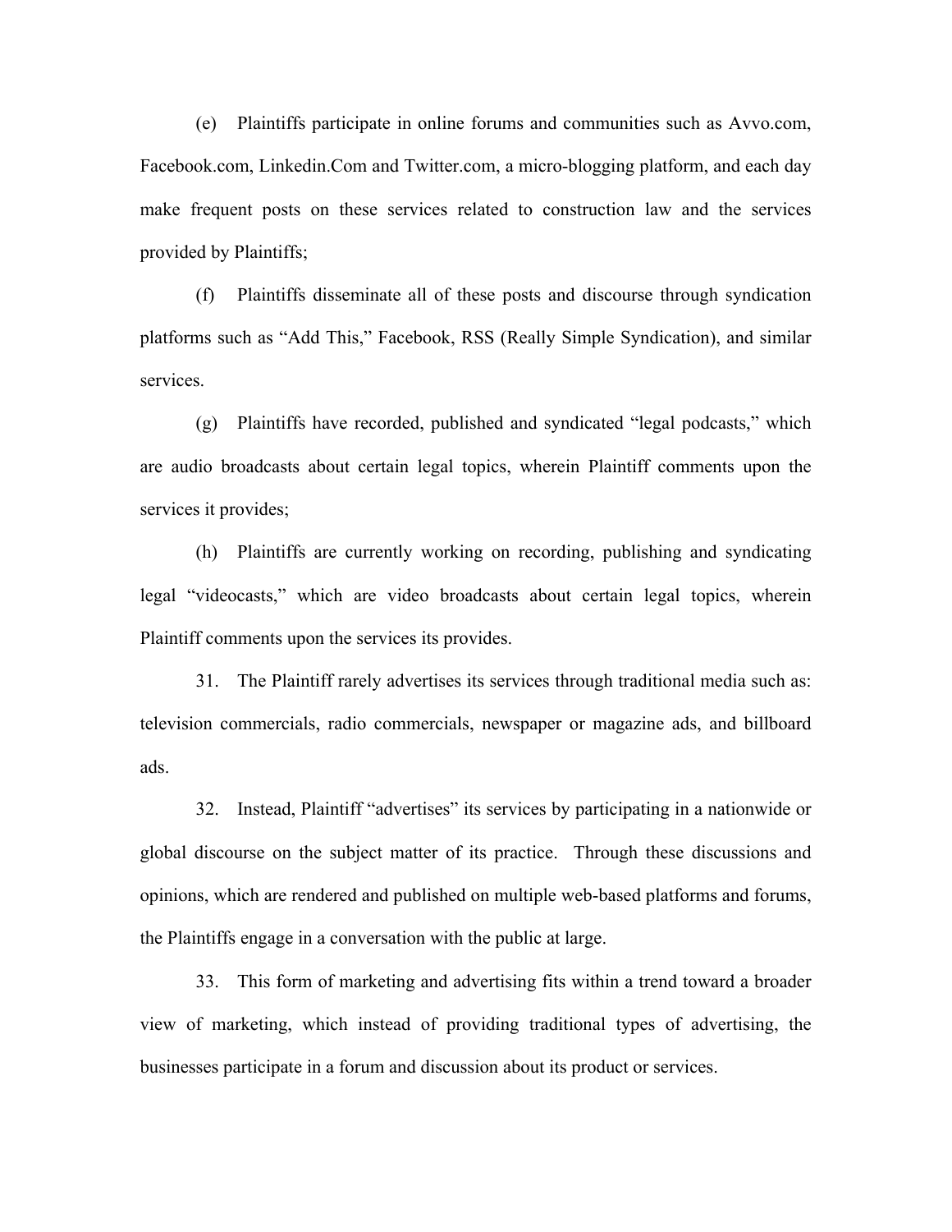(e) Plaintiffs participate in online forums and communities such as Avvo.com, Facebook.com, Linkedin.Com and Twitter.com, a micro-blogging platform, and each day make frequent posts on these services related to construction law and the services provided by Plaintiffs;

(f) Plaintiffs disseminate all of these posts and discourse through syndication platforms such as "Add This," Facebook, RSS (Really Simple Syndication), and similar services.

(g) Plaintiffs have recorded, published and syndicated "legal podcasts," which are audio broadcasts about certain legal topics, wherein Plaintiff comments upon the services it provides;

(h) Plaintiffs are currently working on recording, publishing and syndicating legal "videocasts," which are video broadcasts about certain legal topics, wherein Plaintiff comments upon the services its provides.

31. The Plaintiff rarely advertises its services through traditional media such as: television commercials, radio commercials, newspaper or magazine ads, and billboard ads.

32. Instead, Plaintiff "advertises" its services by participating in a nationwide or global discourse on the subject matter of its practice. Through these discussions and opinions, which are rendered and published on multiple web-based platforms and forums, the Plaintiffs engage in a conversation with the public at large.

33. This form of marketing and advertising fits within a trend toward a broader view of marketing, which instead of providing traditional types of advertising, the businesses participate in a forum and discussion about its product or services.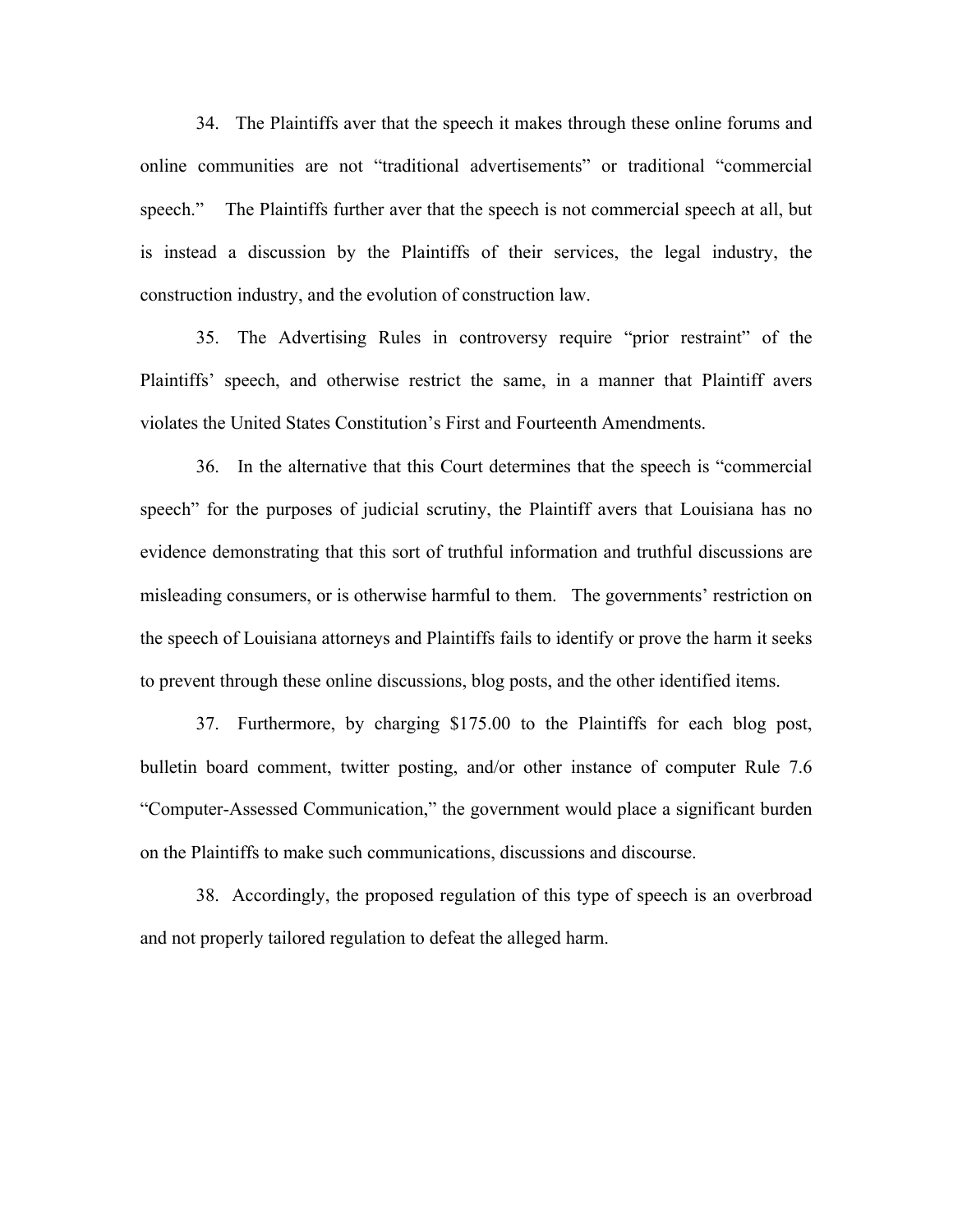34. The Plaintiffs aver that the speech it makes through these online forums and online communities are not "traditional advertisements" or traditional "commercial speech." The Plaintiffs further aver that the speech is not commercial speech at all, but is instead a discussion by the Plaintiffs of their services, the legal industry, the construction industry, and the evolution of construction law.

35. The Advertising Rules in controversy require "prior restraint" of the Plaintiffs' speech, and otherwise restrict the same, in a manner that Plaintiff avers violates the United States Constitution's First and Fourteenth Amendments.

36. In the alternative that this Court determines that the speech is "commercial speech" for the purposes of judicial scrutiny, the Plaintiff avers that Louisiana has no evidence demonstrating that this sort of truthful information and truthful discussions are misleading consumers, or is otherwise harmful to them. The governments' restriction on the speech of Louisiana attorneys and Plaintiffs fails to identify or prove the harm it seeks to prevent through these online discussions, blog posts, and the other identified items.

37. Furthermore, by charging $175.00 to the Plaintiffs for each blog post, bulletin board comment, twitter posting, and/or other instance of computer Rule 7.6 "Computer-Assessed Communication," the government would place a significant burden on the Plaintiffs to make such communications, discussions and discourse.

38. Accordingly, the proposed regulation of this type of speech is an overbroad and not properly tailored regulation to defeat the alleged harm.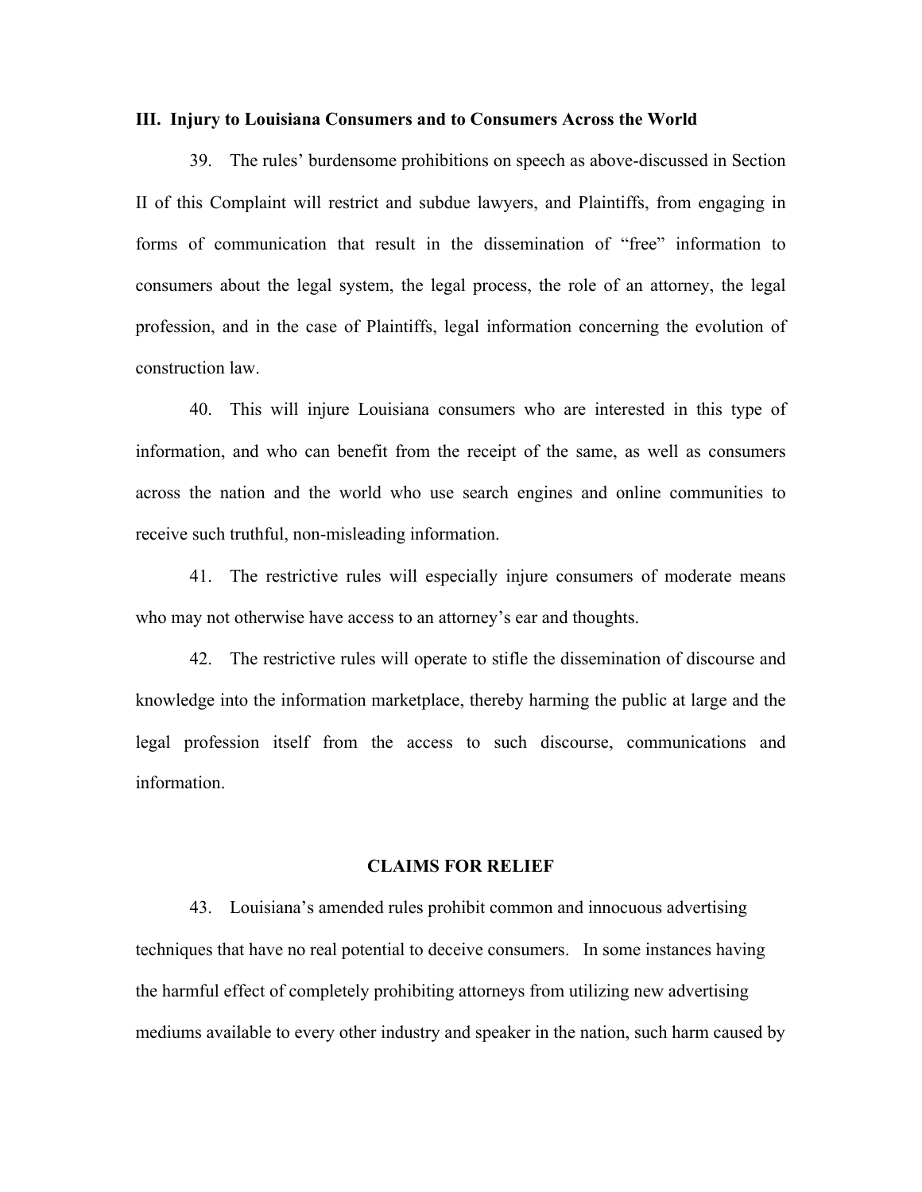## III. Injury to Louisiana Consumers and to Consumers Across the World

39. The rules' burdensome prohibitions on speech as above-discussed in Section II of this Complaint will restrict and subdue lawyers, and Plaintiffs, from engaging in forms of communication that result in the dissemination of "free" information to consumers about the legal system, the legal process, the role of an attorney, the legal profession, and in the case of Plaintiffs, legal information concerning the evolution of construction law.

40. This will injure Louisiana consumers who are interested in this type of information, and who can benefit from the receipt of the same, as well as consumers across the nation and the world who use search engines and online communities to receive such truthful, non-misleading information.

41. The restrictive rules will especially injure consumers of moderate means who may not otherwise have access to an attorney's ear and thoughts.

42. The restrictive rules will operate to stifle the dissemination of discourse and knowledge into the information marketplace, thereby harming the public at large and the legal profession itself from the access to such discourse, communications and information.

## CLAIMS FOR RELIEF

43. Louisiana's amended rules prohibit common and innocuous advertising techniques that have no real potential to deceive consumers. In some instances having the harmful effect of completely prohibiting attorneys from utilizing new advertising mediums available to every other industry and speaker in the nation, such harm caused by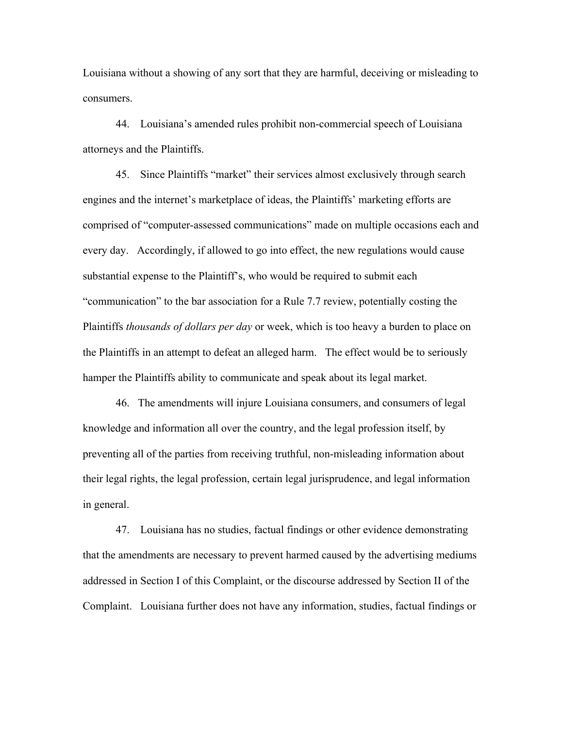Louisiana without a showing of any sort that they are harmful, deceiving or misleading to consumers.

44. Louisiana's amended rules prohibit non-commercial speech of Louisiana attorneys and the Plaintiffs.

45. Since Plaintiffs "market" their services almost exclusively through search engines and the internet's marketplace of ideas, the Plaintiffs' marketing efforts are comprised of "computer-assessed communications" made on multiple occasions each and every day. Accordingly, if allowed to go into effect, the new regulations would cause substantial expense to the Plaintiff's, who would be required to submit each "communication" to the bar association for a Rule 7.7 review, potentially costing the Plaintiffs *thousands of dollars per day* or week, which is too heavy a burden to place on the Plaintiffs in an attempt to defeat an alleged harm. The effect would be to seriously hamper the Plaintiffs ability to communicate and speak about its legal market.

46. The amendments will injure Louisiana consumers, and consumers of legal knowledge and information all over the country, and the legal profession itself, by preventing all of the parties from receiving truthful, non-misleading information about their legal rights, the legal profession, certain legal jurisprudence, and legal information in general.

47. Louisiana has no studies, factual findings or other evidence demonstrating that the amendments are necessary to prevent harmed caused by the advertising mediums addressed in Section I of this Complaint, or the discourse addressed by Section II of the Complaint. Louisiana further does not have any information, studies, factual findings or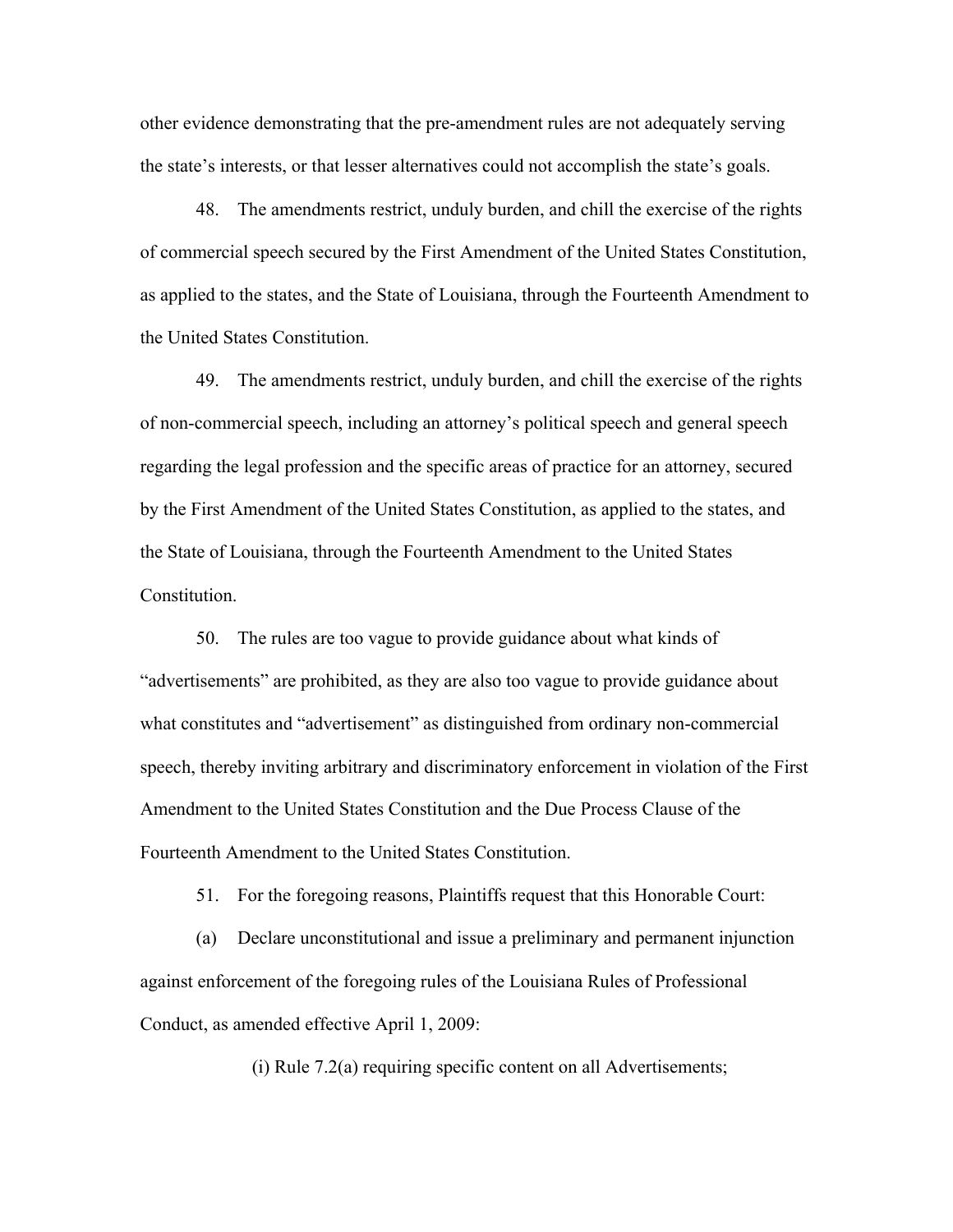other evidence demonstrating that the pre-amendment rules are not adequately serving the state's interests, or that lesser alternatives could not accomplish the state's goals.

48. The amendments restrict, unduly burden, and chill the exercise of the rights of commercial speech secured by the First Amendment of the United States Constitution, as applied to the states, and the State of Louisiana, through the Fourteenth Amendment to the United States Constitution.

49. The amendments restrict, unduly burden, and chill the exercise of the rights of non-commercial speech, including an attorney's political speech and general speech regarding the legal profession and the specific areas of practice for an attorney, secured by the First Amendment of the United States Constitution, as applied to the states, and the State of Louisiana, through the Fourteenth Amendment to the United States Constitution.

50. The rules are too vague to provide guidance about what kinds of "advertisements" are prohibited, as they are also too vague to provide guidance about what constitutes and "advertisement" as distinguished from ordinary non-commercial speech, thereby inviting arbitrary and discriminatory enforcement in violation of the First Amendment to the United States Constitution and the Due Process Clause of the Fourteenth Amendment to the United States Constitution.

51. For the foregoing reasons, Plaintiffs request that this Honorable Court:

(a) Declare unconstitutional and issue a preliminary and permanent injunction against enforcement of the foregoing rules of the Louisiana Rules of Professional Conduct, as amended effective April 1, 2009:

(i) Rule 7.2(a) requiring specific content on all Advertisements;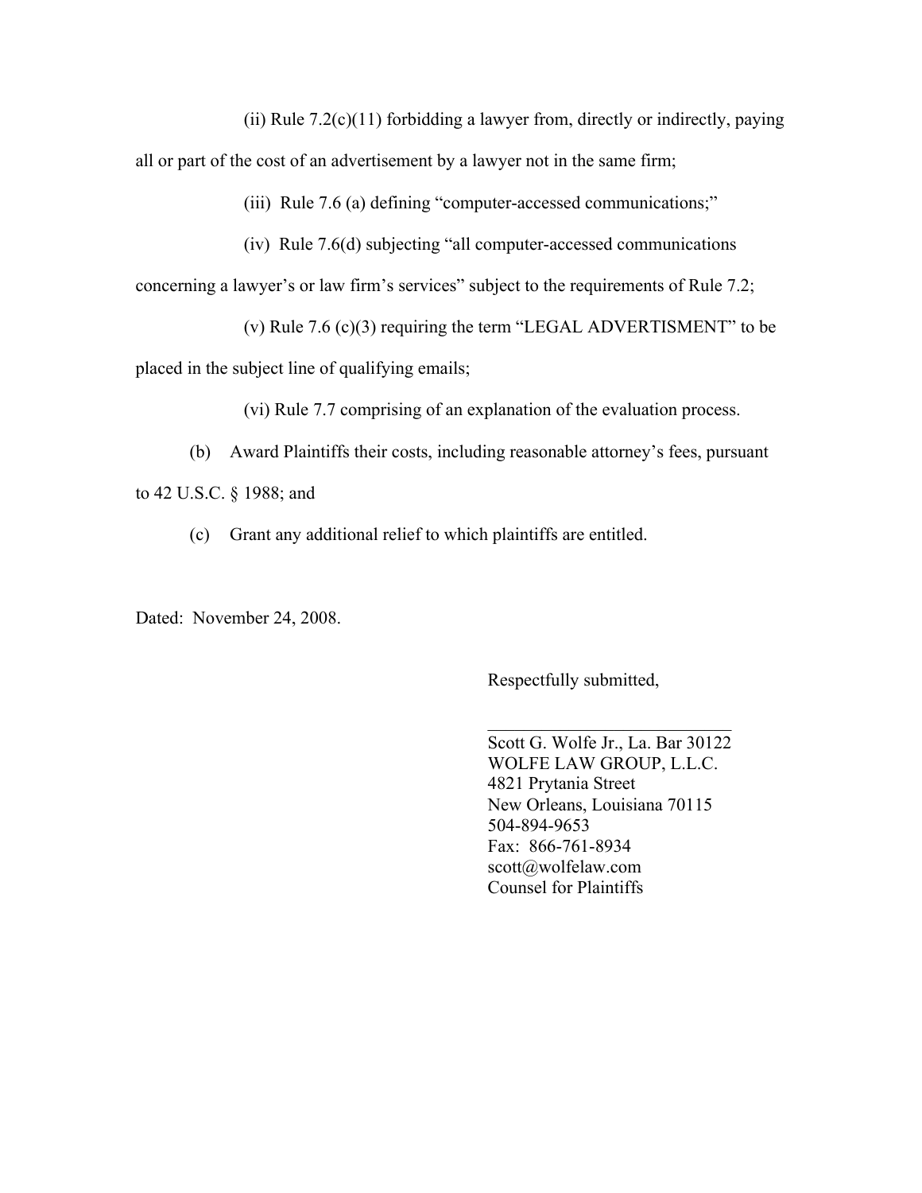(ii) Rule 7.2(c)(11) forbidding a lawyer from, directly or indirectly, paying all or part of the cost of an advertisement by a lawyer not in the same firm;

(iii) Rule 7.6 (a) defining "computer-accessed communications;"

(iv) Rule 7.6(d) subjecting "all computer-accessed communications concerning a lawyer's or law firm's services" subject to the requirements of Rule 7.2;

(v) Rule 7.6 (c)(3) requiring the term "LEGAL ADVERTISMENT" to be placed in the subject line of qualifying emails;

(vi) Rule 7.7 comprising of an explanation of the evaluation process.

(b) Award Plaintiffs their costs, including reasonable attorney's fees, pursuant to 42 U.S.C. § 1988; and

(c) Grant any additional relief to which plaintiffs are entitled.

Dated: November 24, 2008.

Respectfully submitted,

\_\_\_\_\_\_\_\_\_\_\_\_\_\_\_\_\_\_\_\_\_\_\_\_\_\_\_\_\_\_

Scott G. Wolfe Jr., La. Bar 30122
WOLFE LAW GROUP, L.L.C.
4821 Prytania Street
New Orleans, Louisiana 70115
504-894-9653
Fax: 866-761-8934
scott@wolfelaw.com
Counsel for Plaintiffs